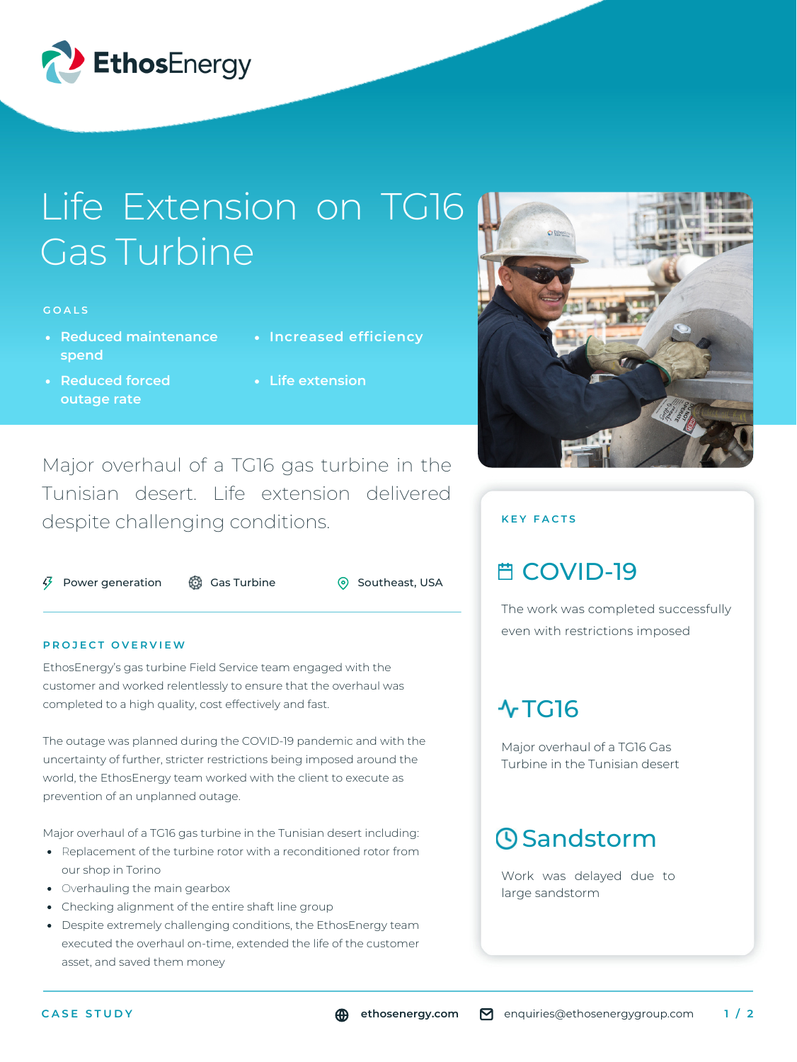EthosEnergy

# Life Extension on TG16 Gas Turbine

GOALS

- Reduced maintenance spend
- Reduced forced outage rate
- Increased efficiency
- Life extension

Major overhaul of a TG16 gas turbine in the Tunisian desert. Life extension delivered despite challenging conditions.

Power generation | Gas Turbine | Southeast, USA

## PROJECT OVERVIEW

EthosEnergy's gas turbine Field Service team engaged with the customer and worked relentlessly to ensure that the overhaul was completed to a high quality, cost effectively and fast.

The outage was planned during the COVID-19 pandemic and with the uncertainty of further, stricter restrictions being imposed around the world, the EthosEnergy team worked with the client to execute as prevention of an unplanned outage.

Major overhaul of a TG16 gas turbine in the Tunisian desert including:

- Replacement of the turbine rotor with a reconditioned rotor from our shop in Torino
- Overhauling the main gearbox
- Checking alignment of the entire shaft line group
- Despite extremely challenging conditions, the EthosEnergy team executed the overhaul on-time, extended the life of the customer asset, and saved them money

## KEY FACTS

### COVID-19

The work was completed successfully even with restrictions imposed

### TG16

Major overhaul of a TG16 Gas Turbine in the Tunisian desert

### Sandstorm

Work was delayed due to large sandstorm

CASE STUDY

ethosenergy.com | enquiries@ethosenergygroup.com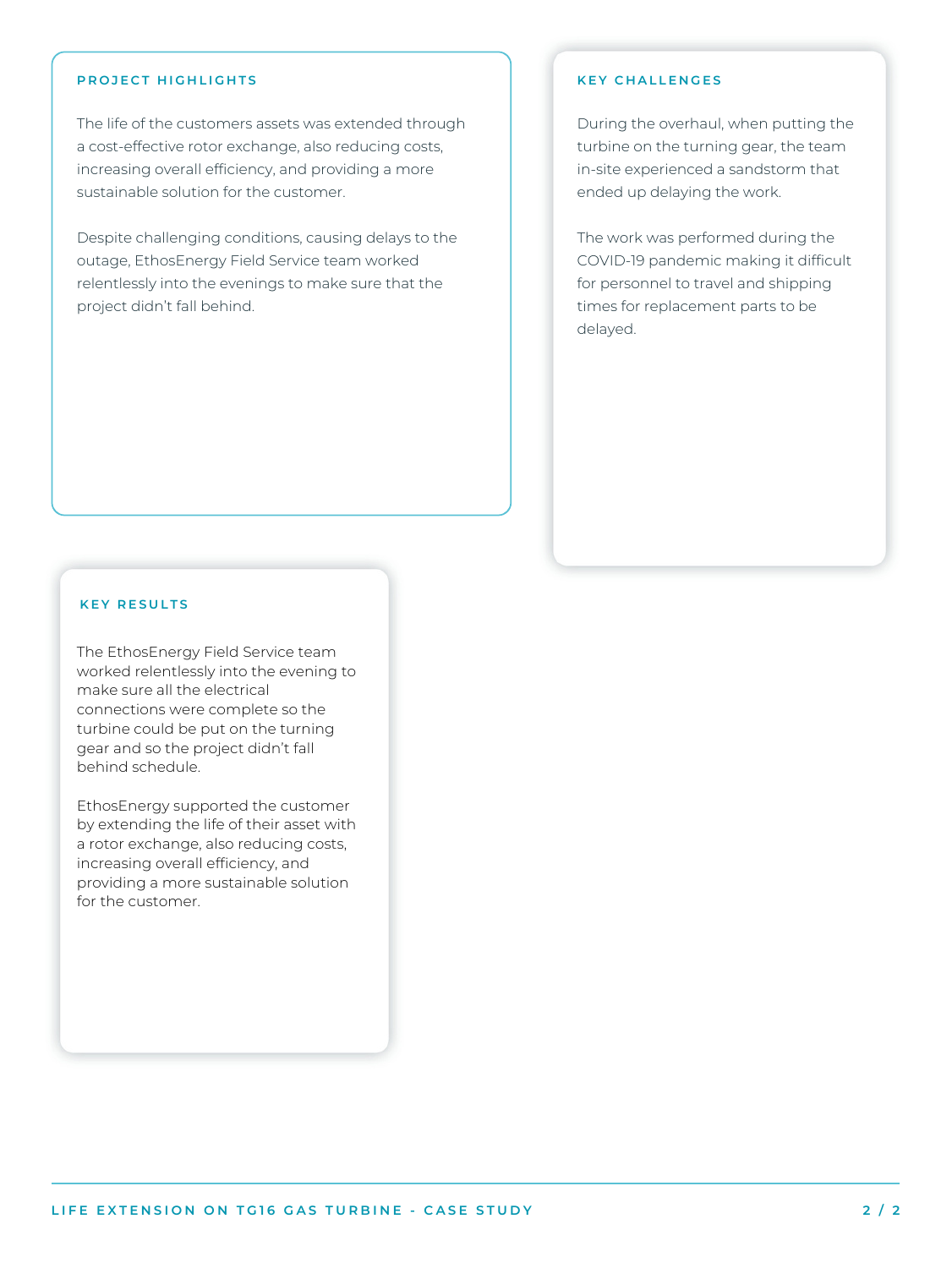## PROJECT HIGHLIGHTS

The life of the customers assets was extended through a cost-effective rotor exchange, also reducing costs, increasing overall efficiency, and providing a more sustainable solution for the customer.

Despite challenging conditions, causing delays to the outage, EthosEnergy Field Service team worked relentlessly into the evenings to make sure that the project didn't fall behind.

## KEY CHALLENGES

During the overhaul, when putting the turbine on the turning gear, the team in-site experienced a sandstorm that ended up delaying the work.

The work was performed during the COVID-19 pandemic making it difficult for personnel to travel and shipping times for replacement parts to be delayed.

## KEY RESULTS

The EthosEnergy Field Service team worked relentlessly into the evening to make sure all the electrical connections were complete so the turbine could be put on the turning gear and so the project didn't fall behind schedule.

EthosEnergy supported the customer by extending the life of their asset with a rotor exchange, also reducing costs, increasing overall efficiency, and providing a more sustainable solution for the customer.